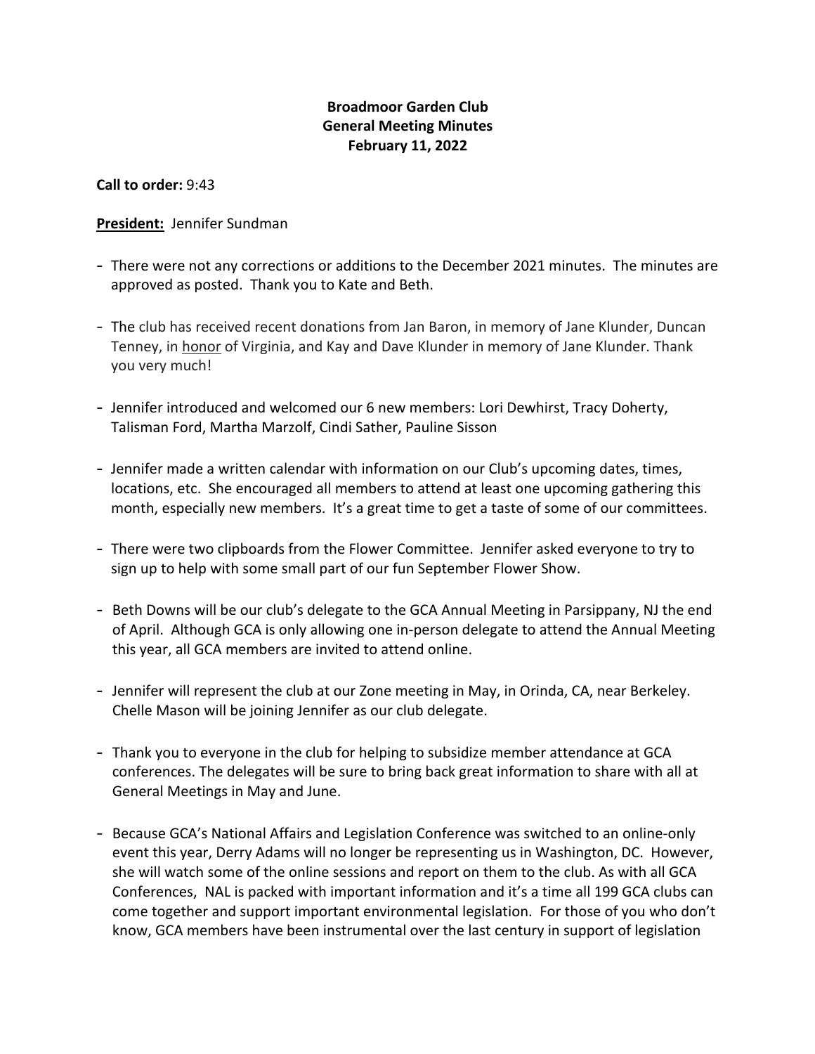**Broadmoor Garden Club**
**General Meeting Minutes**
**February 11, 2022**

**Call to order:** 9:43

**President:** Jennifer Sundman

- There were not any corrections or additions to the December 2021 minutes. The minutes are approved as posted. Thank you to Kate and Beth.
- The club has received recent donations from Jan Baron, in memory of Jane Klunder, Duncan Tenney, in honor of Virginia, and Kay and Dave Klunder in memory of Jane Klunder. Thank you very much!
- Jennifer introduced and welcomed our 6 new members: Lori Dewhirst, Tracy Doherty, Talisman Ford, Martha Marzolf, Cindi Sather, Pauline Sisson
- Jennifer made a written calendar with information on our Club's upcoming dates, times, locations, etc. She encouraged all members to attend at least one upcoming gathering this month, especially new members. It's a great time to get a taste of some of our committees.
- There were two clipboards from the Flower Committee. Jennifer asked everyone to try to sign up to help with some small part of our fun September Flower Show.
- Beth Downs will be our club's delegate to the GCA Annual Meeting in Parsippany, NJ the end of April. Although GCA is only allowing one in-person delegate to attend the Annual Meeting this year, all GCA members are invited to attend online.
- Jennifer will represent the club at our Zone meeting in May, in Orinda, CA, near Berkeley. Chelle Mason will be joining Jennifer as our club delegate.
- Thank you to everyone in the club for helping to subsidize member attendance at GCA conferences. The delegates will be sure to bring back great information to share with all at General Meetings in May and June.
- Because GCA's National Affairs and Legislation Conference was switched to an online-only event this year, Derry Adams will no longer be representing us in Washington, DC. However, she will watch some of the online sessions and report on them to the club. As with all GCA Conferences, NAL is packed with important information and it's a time all 199 GCA clubs can come together and support important environmental legislation. For those of you who don't know, GCA members have been instrumental over the last century in support of legislation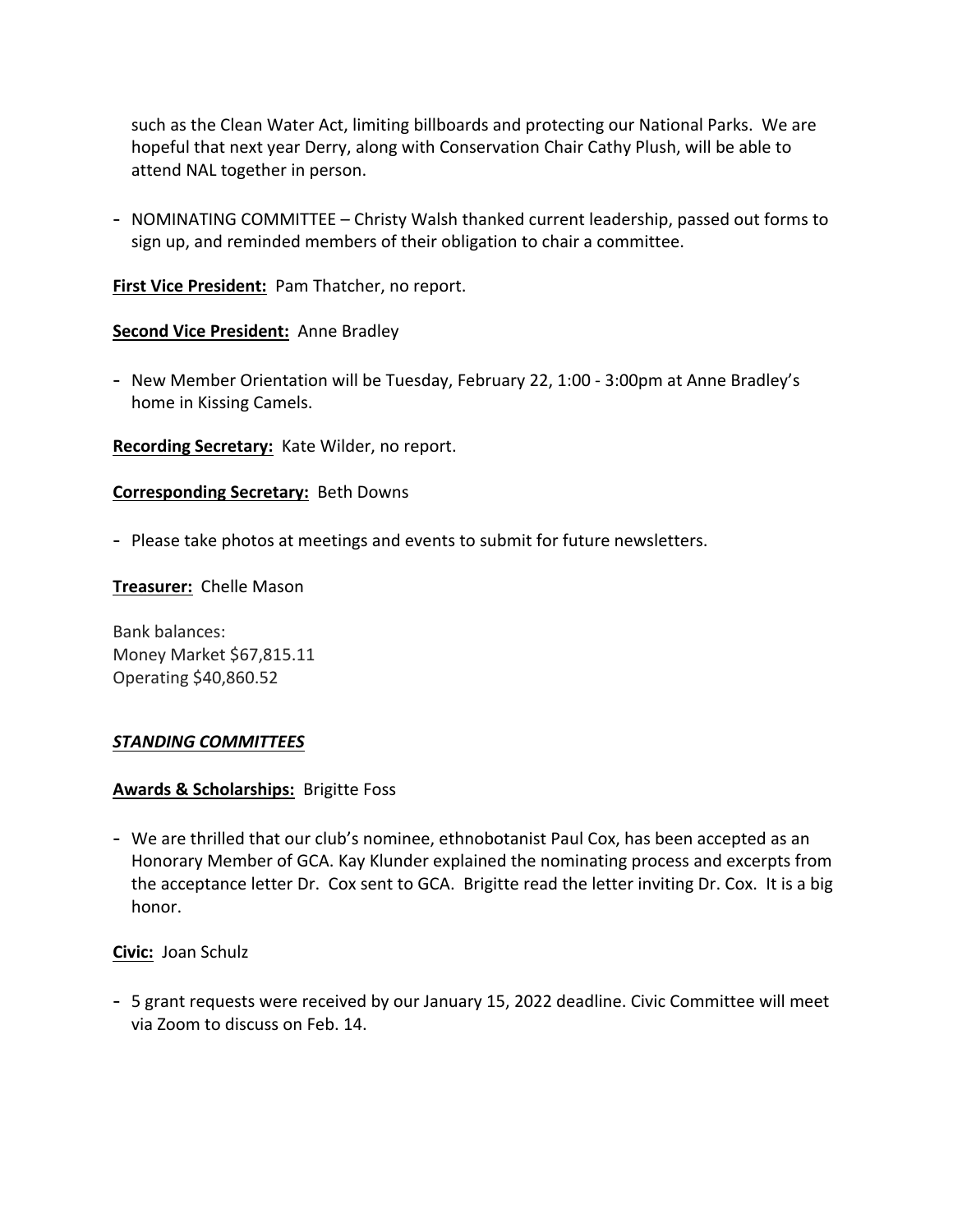such as the Clean Water Act, limiting billboards and protecting our National Parks. We are hopeful that next year Derry, along with Conservation Chair Cathy Plush, will be able to attend NAL together in person.

- NOMINATING COMMITTEE – Christy Walsh thanked current leadership, passed out forms to sign up, and reminded members of their obligation to chair a committee.

**First Vice President:** Pam Thatcher, no report.

**Second Vice President:** Anne Bradley

- New Member Orientation will be Tuesday, February 22, 1:00 - 3:00pm at Anne Bradley's home in Kissing Camels.

**Recording Secretary:** Kate Wilder, no report.

**Corresponding Secretary:** Beth Downs

- Please take photos at meetings and events to submit for future newsletters.

**Treasurer:** Chelle Mason

Bank balances:
Money Market $67,815.11
Operating $40,860.52

***STANDING COMMITTEES***

**Awards & Scholarships:** Brigitte Foss

- We are thrilled that our club's nominee, ethnobotanist Paul Cox, has been accepted as an Honorary Member of GCA. Kay Klunder explained the nominating process and excerpts from the acceptance letter Dr. Cox sent to GCA. Brigitte read the letter inviting Dr. Cox. It is a big honor.

**Civic:** Joan Schulz

- 5 grant requests were received by our January 15, 2022 deadline. Civic Committee will meet via Zoom to discuss on Feb. 14.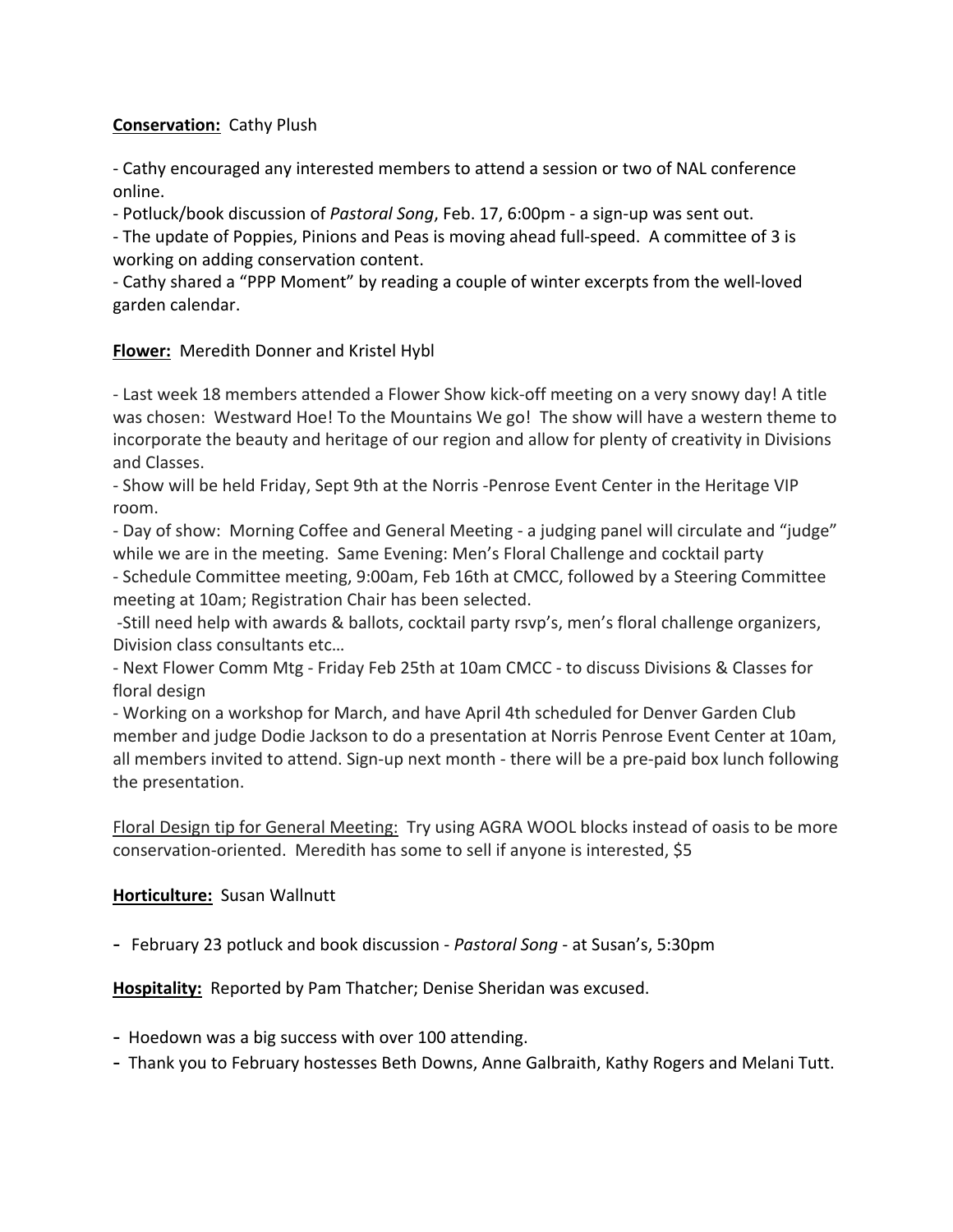**Conservation:** Cathy Plush

- Cathy encouraged any interested members to attend a session or two of NAL conference online.
- Potluck/book discussion of *Pastoral Song*, Feb. 17, 6:00pm - a sign-up was sent out.
- The update of Poppies, Pinions and Peas is moving ahead full-speed. A committee of 3 is working on adding conservation content.
- Cathy shared a "PPP Moment" by reading a couple of winter excerpts from the well-loved garden calendar.

**Flower:** Meredith Donner and Kristel Hybl

- Last week 18 members attended a Flower Show kick-off meeting on a very snowy day! A title was chosen: Westward Hoe! To the Mountains We go! The show will have a western theme to incorporate the beauty and heritage of our region and allow for plenty of creativity in Divisions and Classes.
- Show will be held Friday, Sept 9th at the Norris -Penrose Event Center in the Heritage VIP room.
- Day of show: Morning Coffee and General Meeting - a judging panel will circulate and "judge" while we are in the meeting. Same Evening: Men's Floral Challenge and cocktail party
- Schedule Committee meeting, 9:00am, Feb 16th at CMCC, followed by a Steering Committee meeting at 10am; Registration Chair has been selected.
- Still need help with awards & ballots, cocktail party rsvp's, men's floral challenge organizers, Division class consultants etc…
- Next Flower Comm Mtg - Friday Feb 25th at 10am CMCC - to discuss Divisions & Classes for floral design
- Working on a workshop for March, and have April 4th scheduled for Denver Garden Club member and judge Dodie Jackson to do a presentation at Norris Penrose Event Center at 10am, all members invited to attend. Sign-up next month - there will be a pre-paid box lunch following the presentation.

<u>Floral Design tip for General Meeting:</u> Try using AGRA WOOL blocks instead of oasis to be more conservation-oriented. Meredith has some to sell if anyone is interested, $5

**Horticulture:** Susan Wallnutt

- February 23 potluck and book discussion - *Pastoral Song* - at Susan's, 5:30pm

**Hospitality:** Reported by Pam Thatcher; Denise Sheridan was excused.

- Hoedown was a big success with over 100 attending.
- Thank you to February hostesses Beth Downs, Anne Galbraith, Kathy Rogers and Melani Tutt.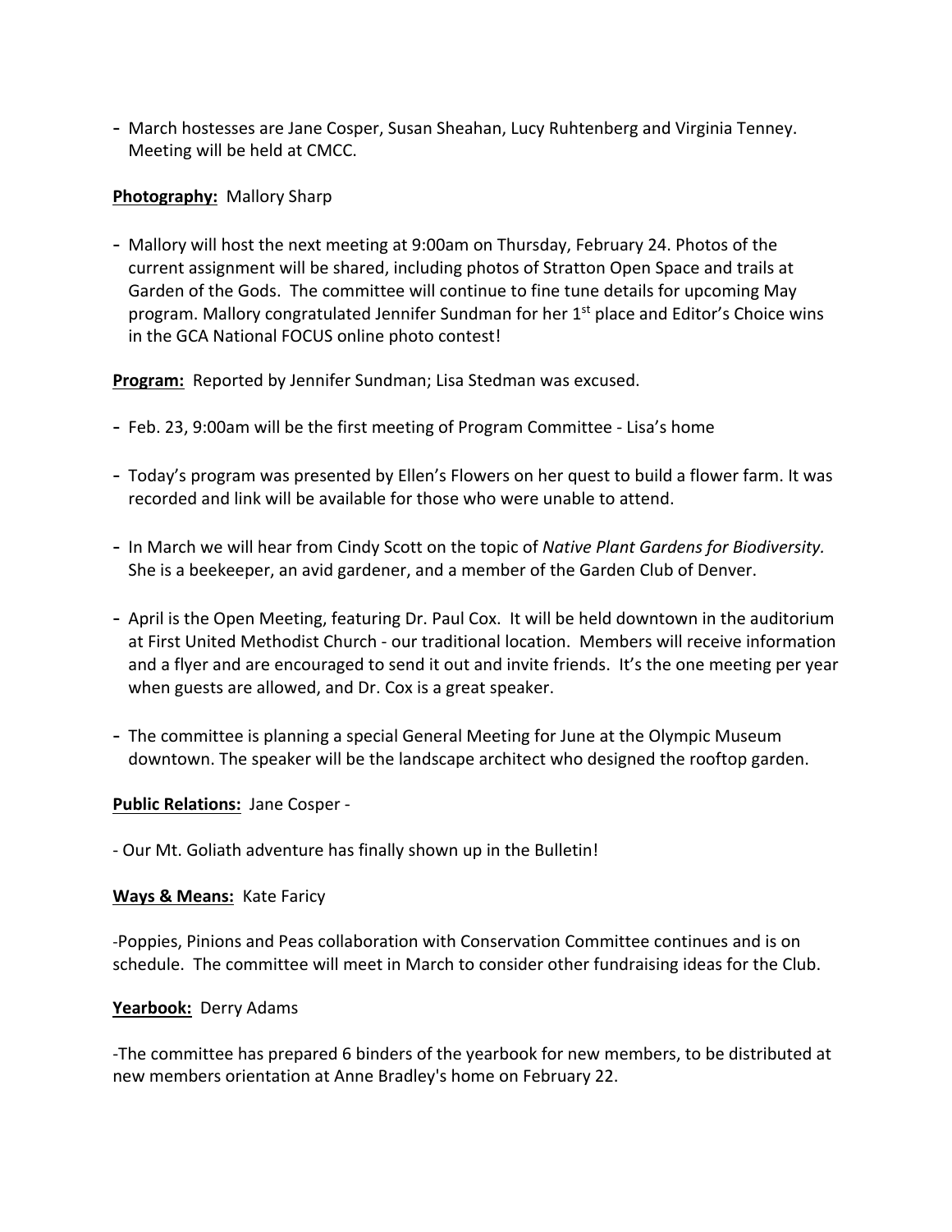- March hostesses are Jane Cosper, Susan Sheahan, Lucy Ruhtenberg and Virginia Tenney. Meeting will be held at CMCC.

**Photography:** Mallory Sharp

- Mallory will host the next meeting at 9:00am on Thursday, February 24. Photos of the current assignment will be shared, including photos of Stratton Open Space and trails at Garden of the Gods. The committee will continue to fine tune details for upcoming May program. Mallory congratulated Jennifer Sundman for her 1st place and Editor's Choice wins in the GCA National FOCUS online photo contest!

**Program:** Reported by Jennifer Sundman; Lisa Stedman was excused.

- Feb. 23, 9:00am will be the first meeting of Program Committee - Lisa's home
- Today's program was presented by Ellen's Flowers on her quest to build a flower farm. It was recorded and link will be available for those who were unable to attend.
- In March we will hear from Cindy Scott on the topic of *Native Plant Gardens for Biodiversity.* She is a beekeeper, an avid gardener, and a member of the Garden Club of Denver.
- April is the Open Meeting, featuring Dr. Paul Cox. It will be held downtown in the auditorium at First United Methodist Church - our traditional location. Members will receive information and a flyer and are encouraged to send it out and invite friends. It's the one meeting per year when guests are allowed, and Dr. Cox is a great speaker.
- The committee is planning a special General Meeting for June at the Olympic Museum downtown. The speaker will be the landscape architect who designed the rooftop garden.

**Public Relations:** Jane Cosper -

- Our Mt. Goliath adventure has finally shown up in the Bulletin!

**Ways & Means:** Kate Faricy

-Poppies, Pinions and Peas collaboration with Conservation Committee continues and is on schedule. The committee will meet in March to consider other fundraising ideas for the Club.

**Yearbook:** Derry Adams

-The committee has prepared 6 binders of the yearbook for new members, to be distributed at new members orientation at Anne Bradley's home on February 22.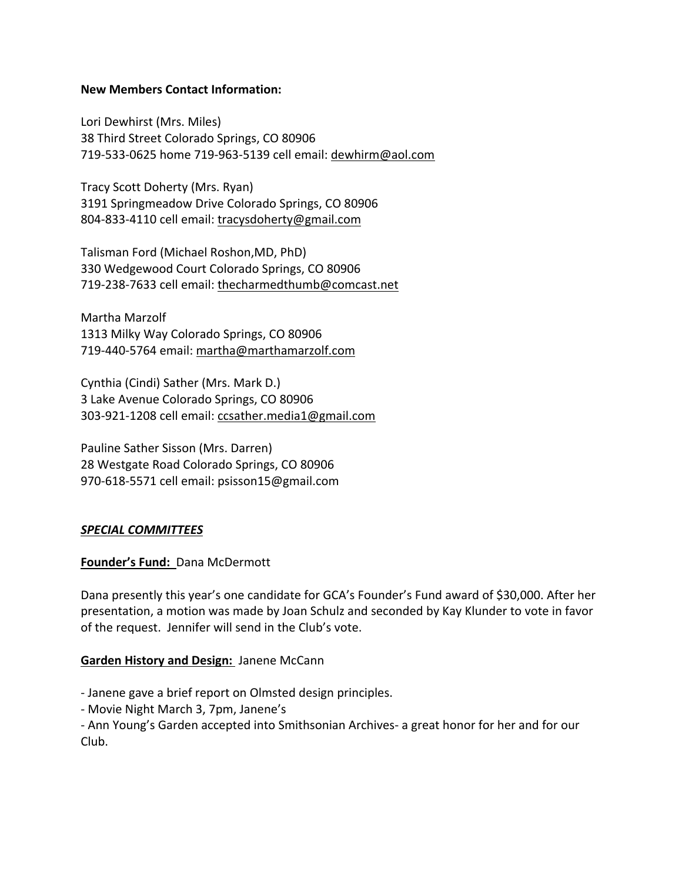**New Members Contact Information:**

Lori Dewhirst (Mrs. Miles)
38 Third Street Colorado Springs, CO 80906
719-533-0625 home 719-963-5139 cell email: dewhirm@aol.com

Tracy Scott Doherty (Mrs. Ryan)
3191 Springmeadow Drive Colorado Springs, CO 80906
804-833-4110 cell email: tracysdoherty@gmail.com

Talisman Ford (Michael Roshon,MD, PhD)
330 Wedgewood Court Colorado Springs, CO 80906
719-238-7633 cell email: thecharmedthumb@comcast.net

Martha Marzolf
1313 Milky Way Colorado Springs, CO 80906
719-440-5764 email: martha@marthamarzolf.com

Cynthia (Cindi) Sather (Mrs. Mark D.)
3 Lake Avenue Colorado Springs, CO 80906
303-921-1208 cell email: ccsather.media1@gmail.com

Pauline Sather Sisson (Mrs. Darren)
28 Westgate Road Colorado Springs, CO 80906
970-618-5571 cell email: psisson15@gmail.com

***SPECIAL COMMITTEES***

**Founder's Fund:** Dana McDermott

Dana presently this year's one candidate for GCA's Founder's Fund award of $30,000. After her presentation, a motion was made by Joan Schulz and seconded by Kay Klunder to vote in favor of the request. Jennifer will send in the Club's vote.

**Garden History and Design:** Janene McCann

- Janene gave a brief report on Olmsted design principles.
- Movie Night March 3, 7pm, Janene's
- Ann Young's Garden accepted into Smithsonian Archives- a great honor for her and for our Club.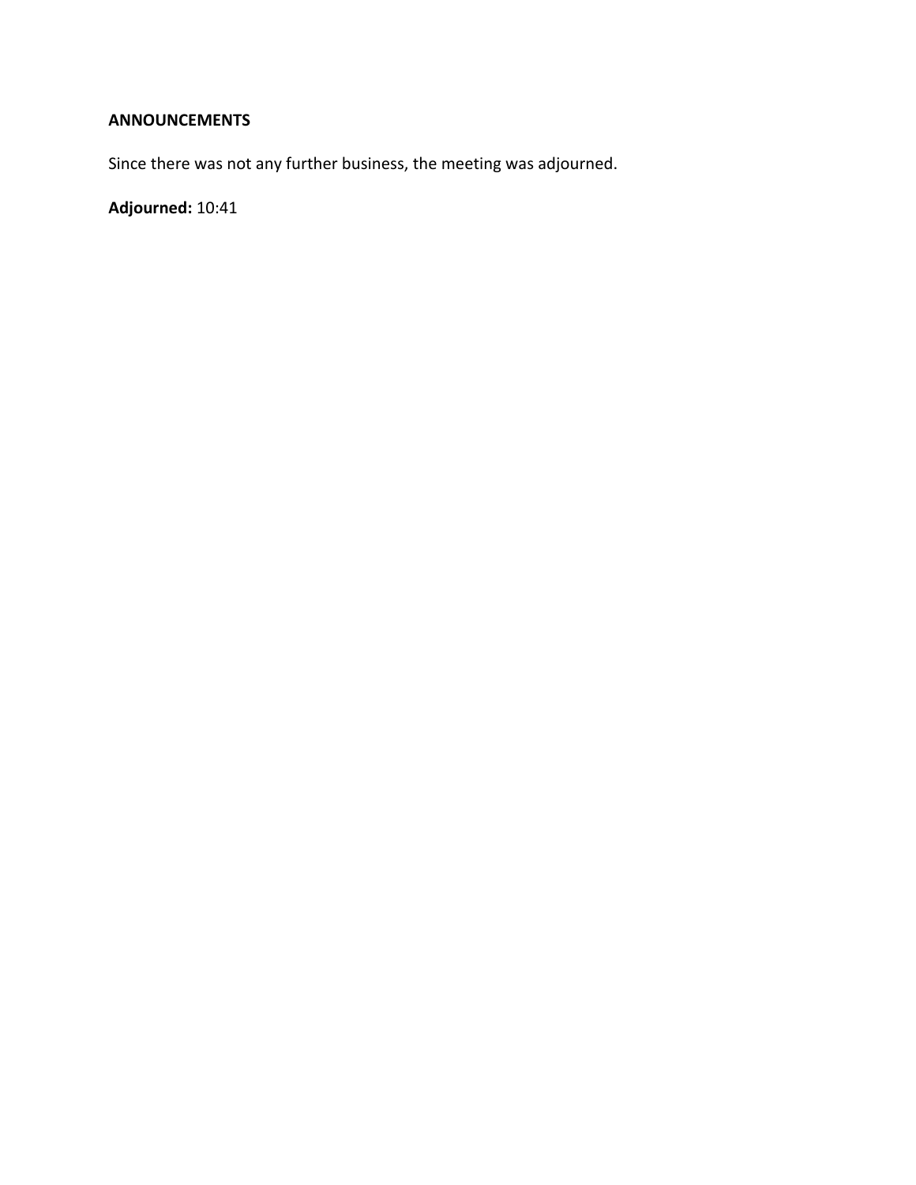**ANNOUNCEMENTS**

Since there was not any further business, the meeting was adjourned.

**Adjourned:** 10:41